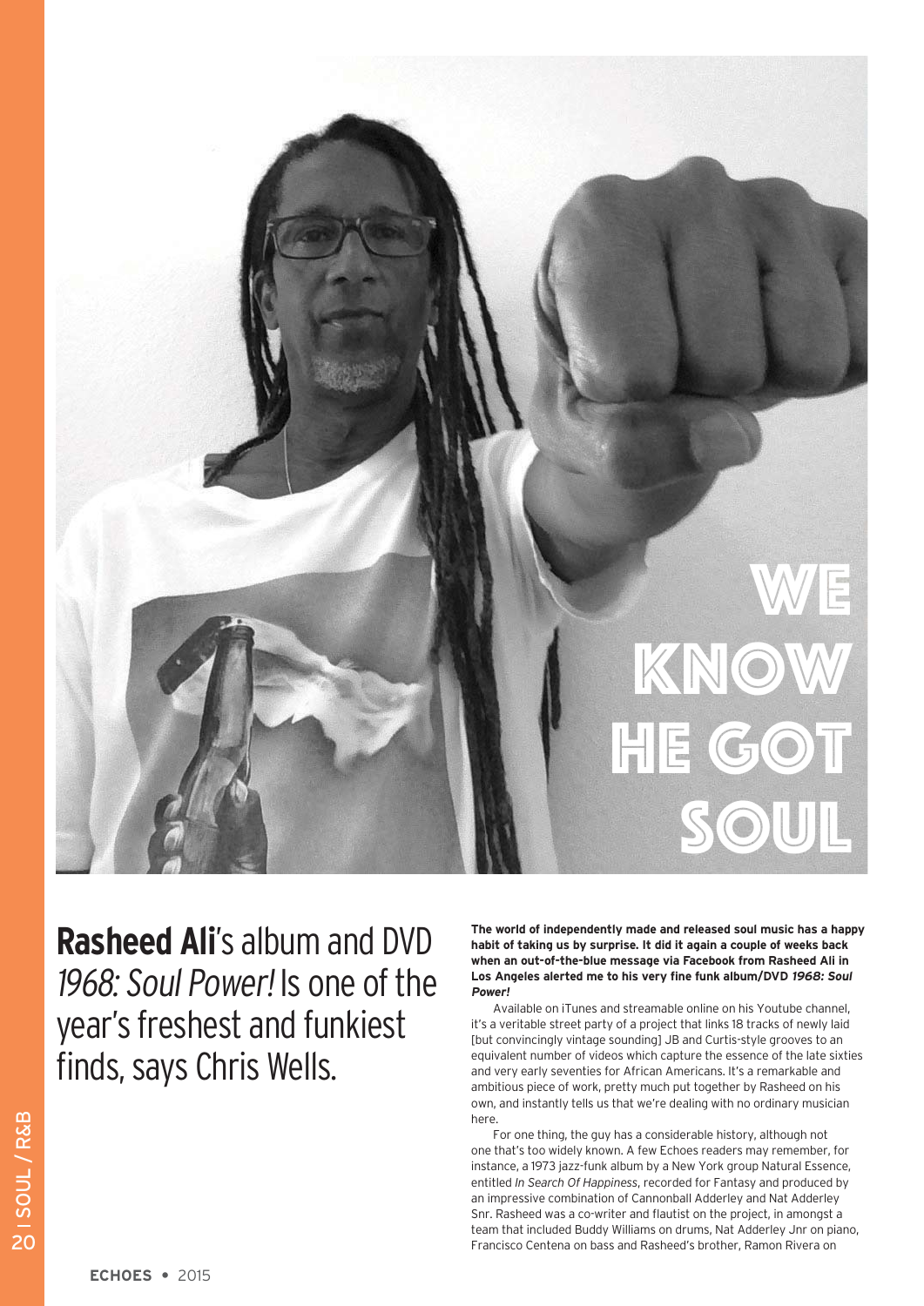# WE KNOW HE GOT SOUL

**Rasheed Ali**'s album and DVD *1968: Soul Power!* Is one of the year's freshest and funkiest finds, says Chris Wells.

**The world of independently made and released soul music has a happy habit of taking us by surprise. It did it again a couple of weeks back when an out-of-the-blue message via Facebook from Rasheed Ali in Los Angeles alerted me to his very fine funk album/DVD *1968: Soul Power!***

Available on iTunes and streamable online on his Youtube channel, it's a veritable street party of a project that links 18 tracks of newly laid [but convincingly vintage sounding] JB and Curtis-style grooves to an equivalent number of videos which capture the essence of the late sixties and very early seventies for African Americans. It's a remarkable and ambitious piece of work, pretty much put together by Rasheed on his own, and instantly tells us that we're dealing with no ordinary musician here.

For one thing, the guy has a considerable history, although not one that's too widely known. A few Echoes readers may remember, for instance, a 1973 jazz-funk album by a New York group Natural Essence, entitled *In Search Of Happiness*, recorded for Fantasy and produced by an impressive combination of Cannonball Adderley and Nat Adderley Snr. Rasheed was a co-writer and flautist on the project, in amongst a team that included Buddy Williams on drums, Nat Adderley Jnr on piano, Francisco Centena on bass and Rasheed's brother, Ramon Rivera on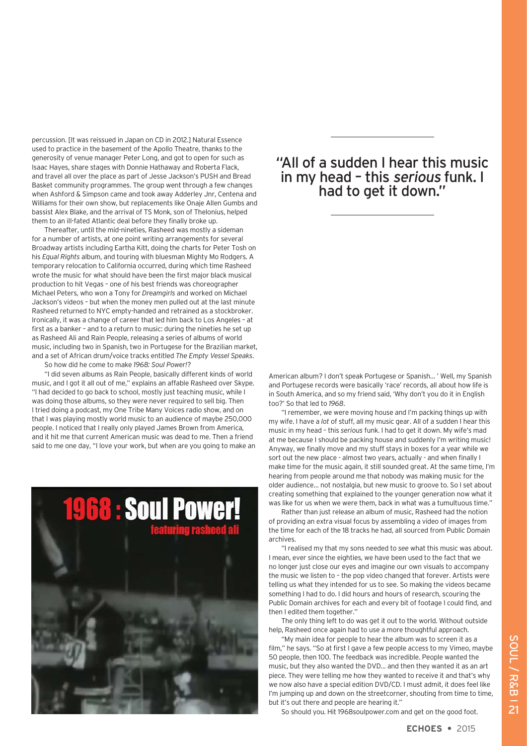percussion. [It was reissued in Japan on CD in 2012.] Natural Essence used to practice in the basement of the Apollo Theatre, thanks to the generosity of venue manager Peter Long, and got to open for such as Isaac Hayes, share stages with Donnie Hathaway and Roberta Flack, and travel all over the place as part of Jesse Jackson's PUSH and Bread Basket community programmes. The group went through a few changes when Ashford & Simpson came and took away Adderley Jnr, Centena and Williams for their own show, but replacements like Onaje Allen Gumbs and bassist Alex Blake, and the arrival of TS Monk, son of Thelonius, helped them to an ill-fated Atlantic deal before they finally broke up.

Thereafter, until the mid-nineties, Rasheed was mostly a sideman for a number of artists, at one point writing arrangements for several Broadway artists including Eartha Kitt, doing the charts for Peter Tosh on his *Equal Rights* album, and touring with bluesman Mighty Mo Rodgers. A temporary relocation to California occurred, during which time Rasheed wrote the music for what should have been the first major black musical production to hit Vegas – one of his best friends was choreographer Michael Peters, who won a Tony for *Dreamgirls* and worked on Michael Jackson's videos – but when the money men pulled out at the last minute Rasheed returned to NYC empty-handed and retrained as a stockbroker. Ironically, it was a change of career that led him back to Los Angeles – at first as a banker – and to a return to music: during the nineties he set up as Rasheed Ali and Rain People, releasing a series of albums of world music, including two in Spanish, two in Portugese for the Brazilian market, and a set of African drum/voice tracks entitled *The Empty Vessel Speaks*.

So how did he come to make *1968: Soul Power!*?

"I did seven albums as Rain People, basically different kinds of world music, and I got it all out of me," explains an affable Rasheed over Skype. "I had decided to go back to school, mostly just teaching music, while I was doing those albums, so they were never required to sell big. Then I tried doing a podcast, my One Tribe Many Voices radio show, and on that I was playing mostly world music to an audience of maybe 250,000 people. I noticed that I really only played James Brown from America, and it hit me that current American music was dead to me. Then a friend said to me one day, "I love your work, but when are you going to make an American album? I don't speak Portugese or Spanish... ' Well, my Spanish and Portugese records were basically 'race' records, all about how life is in South America, and so my friend said, 'Why don't you do it in English too?' So that led to *1968*.

"I remember, we were moving house and I'm packing things up with my wife. I have a *lot* of stuff, all my music gear. All of a sudden I hear this music in my head – this *serious* funk. I had to get it down. My wife's mad at me because I should be packing house and suddenly I'm writing music! Anyway, we finally move and my stuff stays in boxes for a year while we sort out the new place - almost two years, actually - and when finally I make time for the music again, it still sounded great. At the same time, I'm hearing from people around me that nobody was making music for the older audience... not nostalgia, but new music to groove to. So I set about creating something that explained to the younger generation now what it was like for us when we were them, back in what was a tumultuous time."

> "All of a sudden I hear this music in my head – this *serious* funk. I had to get it down."

Rather than just release an album of music, Rasheed had the notion of providing an extra visual focus by assembling a video of images from the time for each of the 18 tracks he had, all sourced from Public Domain archives.

"I realised my that my sons needed to *see* what this music was about. I mean, ever since the eighties, we have been used to the fact that we no longer just close our eyes and imagine our own visuals to accompany the music we listen to – the pop video changed that forever. Artists were telling us what they intended for us to see. So making the videos became something I had to do. I did hours and hours of research, scouring the Public Domain archives for each and every bit of footage I could find, and then I edited them together."

The only thing left to do was get it out to the world. Without outside help, Rasheed once again had to use a more thoughtful approach.

"My main idea for people to hear the album was to screen it as a film," he says. "So at first I gave a few people access to my Vimeo, maybe 50 people, then 100. The feedback was incredible. People wanted the music, but they also wanted the DVD... and then they wanted it as an art piece. They were telling me how they wanted to receive it and that's why we now also have a special edition DVD/CD. I must admit, it does feel like I'm jumping up and down on the streetcorner, shouting from time to time, but it's out there and people are hearing it."

So should you. Hit 1968soulpower.com and get on the good foot.